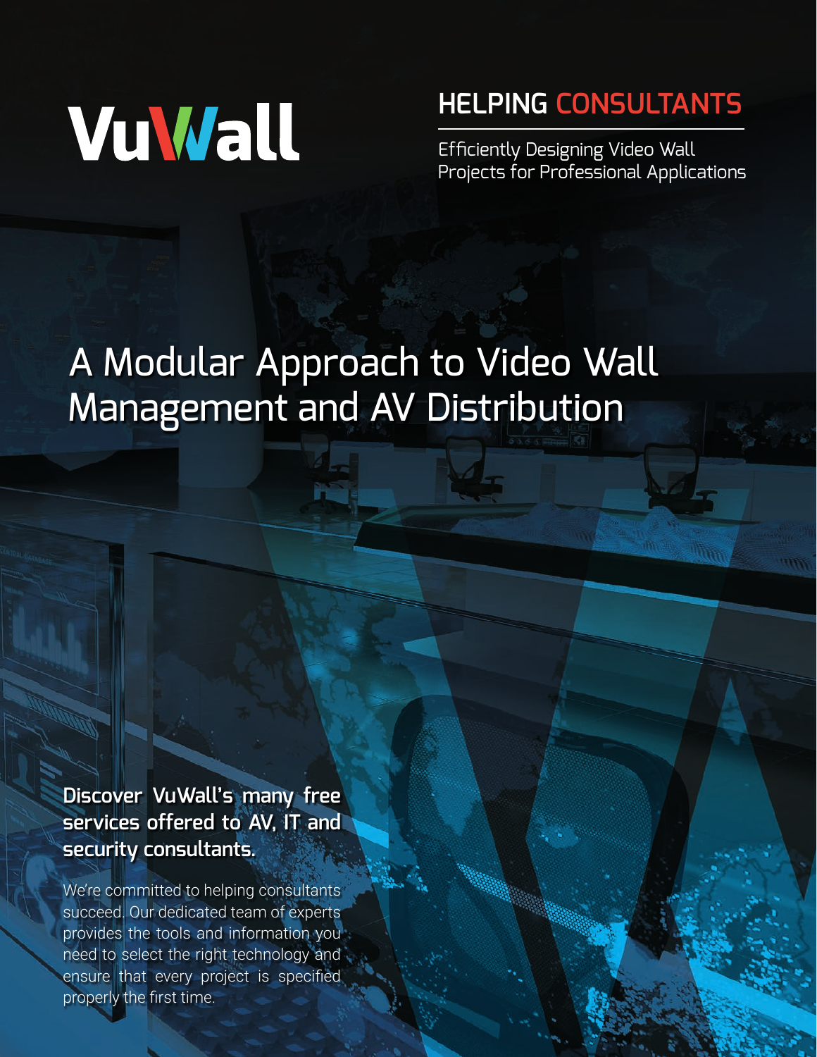VuWall

## HELPING CONSULTANTS

Efficiently Designing Video Wall Projects for Professional Applications

# A Modular Approach to Video Wall Management and AV Distribution

**Discover VuWall's many free services offered to AV, IT and security consultants.**

We're committed to helping consultants succeed. Our dedicated team of experts provides the tools and information you need to select the right technology and ensure that every project is specified properly the first time.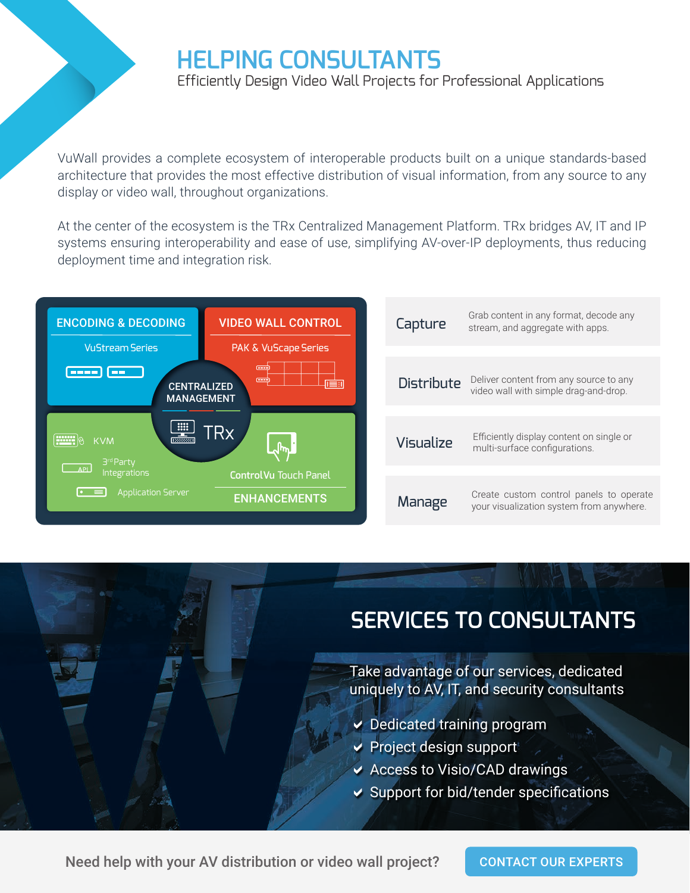# HELPING CONSULTANTS

Efficiently Design Video Wall Projects for Professional Applications

VuWall provides a complete ecosystem of interoperable products built on a unique standards-based architecture that provides the most effective distribution of visual information, from any source to any display or video wall, throughout organizations.

At the center of the ecosystem is the TRx Centralized Management Platform. TRx bridges AV, IT and IP systems ensuring interoperability and ease of use, simplifying AV-over-IP deployments, thus reducing deployment time and integration risk.

**ENCODING & DECODING**
VuStream Series

**VIDEO WALL CONTROL**
PAK & VuScape Series

**CENTRALIZED MANAGEMENT**
TRx

KVM
3rd Party Integrations
Application Server

ControlVu Touch Panel

**ENHANCEMENTS**

| | |
|---|---|
| Capture | Grab content in any format, decode any stream, and aggregate with apps. |
| Distribute | Deliver content from any source to any video wall with simple drag-and-drop. |
| Visualize | Efficiently display content on single or multi-surface configurations. |
| Manage | Create custom control panels to operate your visualization system from anywhere. |

## SERVICES TO CONSULTANTS

Take advantage of our services, dedicated uniquely to AV, IT, and security consultants

- Dedicated training program
- Project design support
- Access to Visio/CAD drawings
- Support for bid/tender specifications

Need help with your AV distribution or video wall project?

CONTACT OUR EXPERTS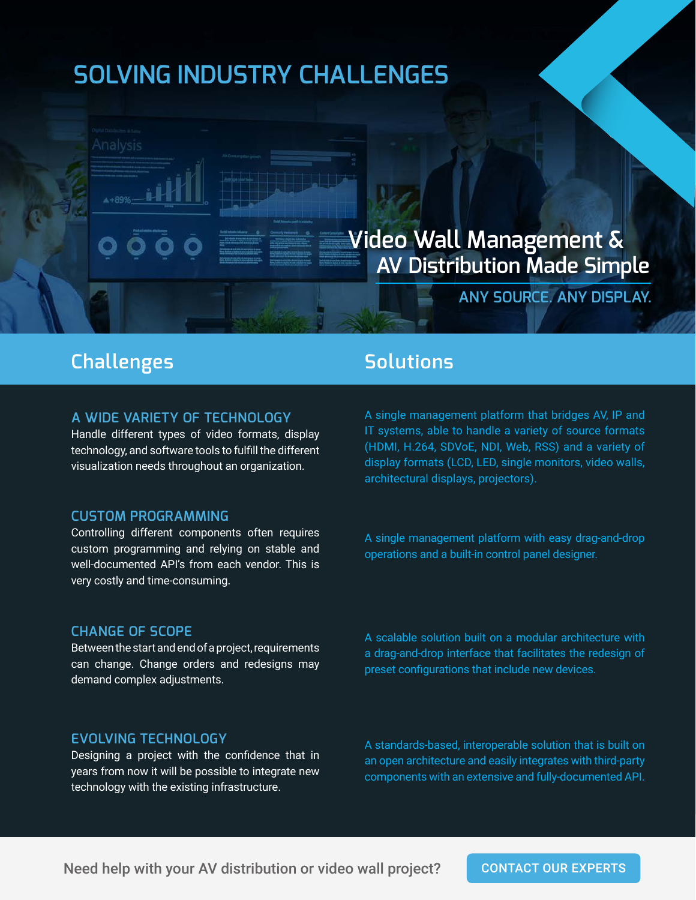# SOLVING INDUSTRY CHALLENGES

## Video Wall Management & AV Distribution Made Simple

ANY SOURCE. ANY DISPLAY.

| Challenges | Solutions |
| --- | --- |
| **A WIDE VARIETY OF TECHNOLOGY** Handle different types of video formats, display technology, and software tools to fulfill the different visualization needs throughout an organization. | A single management platform that bridges AV, IP and IT systems, able to handle a variety of source formats (HDMI, H.264, SDVoE, NDI, Web, RSS) and a variety of display formats (LCD, LED, single monitors, video walls, architectural displays, projectors). |
| **CUSTOM PROGRAMMING** Controlling different components often requires custom programming and relying on stable and well-documented API's from each vendor. This is very costly and time-consuming. | A single management platform with easy drag-and-drop operations and a built-in control panel designer. |
| **CHANGE OF SCOPE** Between the start and end of a project, requirements can change. Change orders and redesigns may demand complex adjustments. | A scalable solution built on a modular architecture with a drag-and-drop interface that facilitates the redesign of preset configurations that include new devices. |
| **EVOLVING TECHNOLOGY** Designing a project with the confidence that in years from now it will be possible to integrate new technology with the existing infrastructure. | A standards-based, interoperable solution that is built on an open architecture and easily integrates with third-party components with an extensive and fully-documented API. |

Need help with your AV distribution or video wall project?

CONTACT OUR EXPERTS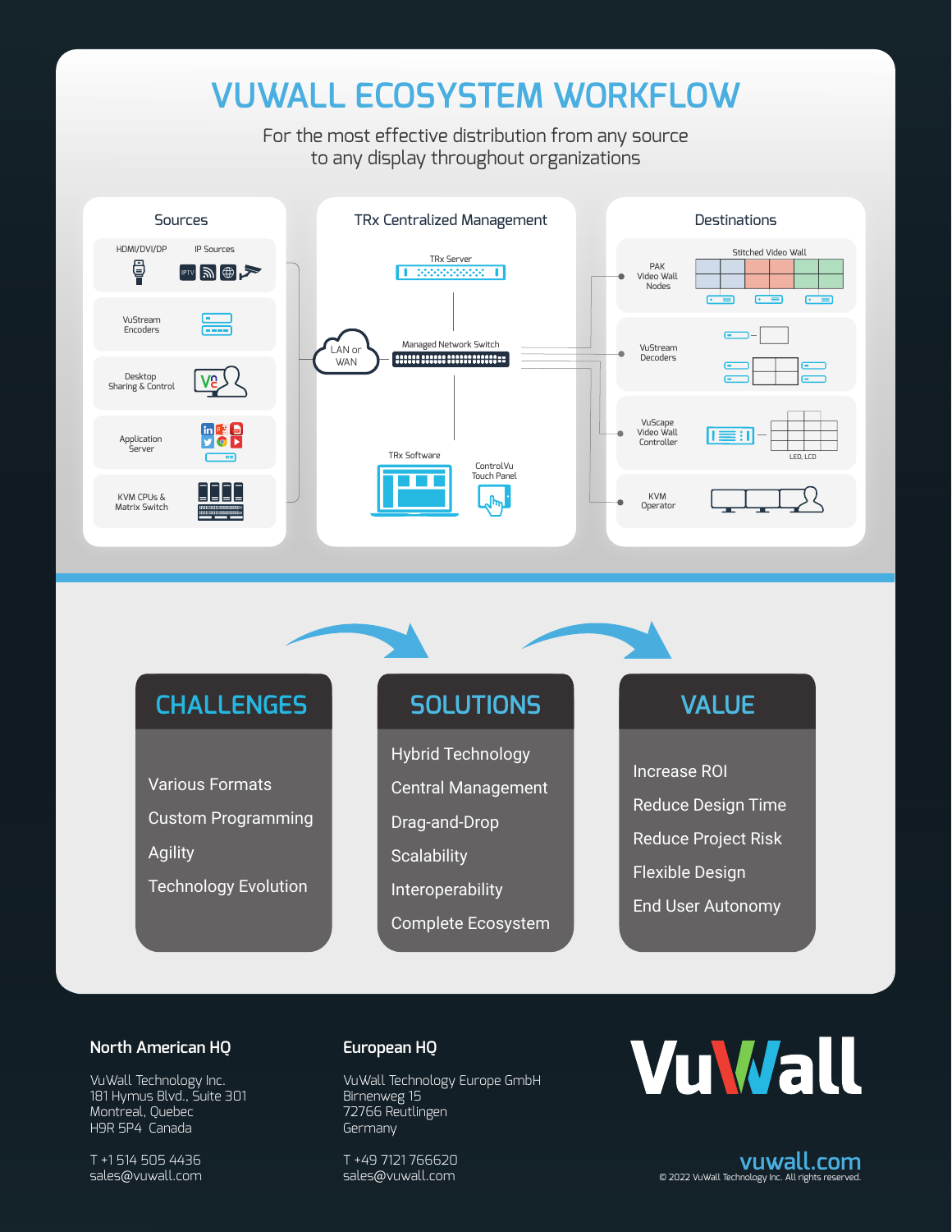# VUWALL ECOSYSTEM WORKFLOW

For the most effective distribution from any source to any display throughout organizations

## Sources

HDMI/DVI/DP

IP Sources

IPTV

VuStream Encoders

Desktop Sharing & Control

Application Server

KVM CPUs & Matrix Switch

## TRx Centralized Management

TRx Server

LAN or WAN

Managed Network Switch

TRx Software

ControlVu Touch Panel

## Destinations

Stitched Video Wall

PAK Video Wall Nodes

VuStream Decoders

VuScape Video Wall Controller

LED, LCD

KVM Operator

## CHALLENGES

- Various Formats
- Custom Programming
- Agility
- Technology Evolution

## SOLUTIONS

- Hybrid Technology
- Central Management
- Drag-and-Drop
- Scalability
- Interoperability
- Complete Ecosystem

## VALUE

- Increase ROI
- Reduce Design Time
- Reduce Project Risk
- Flexible Design
- End User Autonomy

**North American HQ**

VuWall Technology Inc.
181 Hymus Blvd., Suite 301
Montreal, Quebec
H9R 5P4 Canada

T +1 514 505 4436
sales@vuwall.com

**European HQ**

VuWall Technology Europe GmbH
Birnenweg 15
72766 Reutlingen
Germany

T +49 7121 766620
sales@vuwall.com

VuWall

vuwall.com

© 2022 VuWall Technology Inc. All rights reserved.